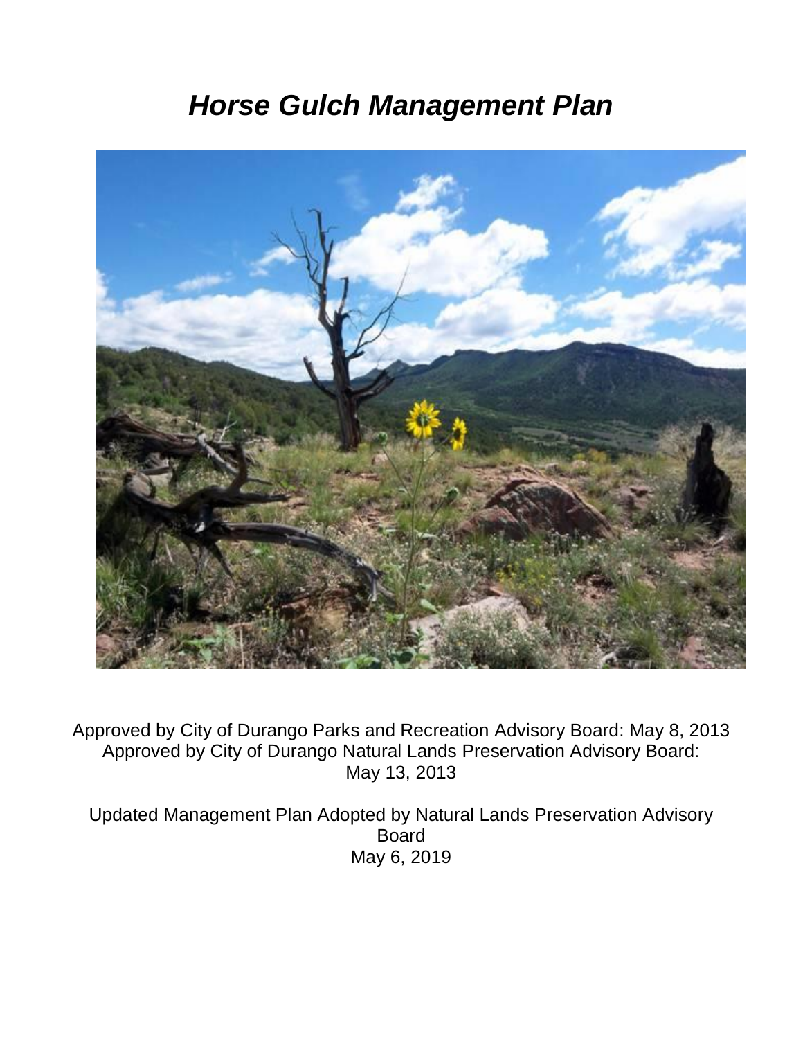# *Horse Gulch Management Plan*

Approved by City of Durango Parks and Recreation Advisory Board: May 8, 2013
Approved by City of Durango Natural Lands Preservation Advisory Board: May 13, 2013

Updated Management Plan Adopted by Natural Lands Preservation Advisory Board
May 6, 2019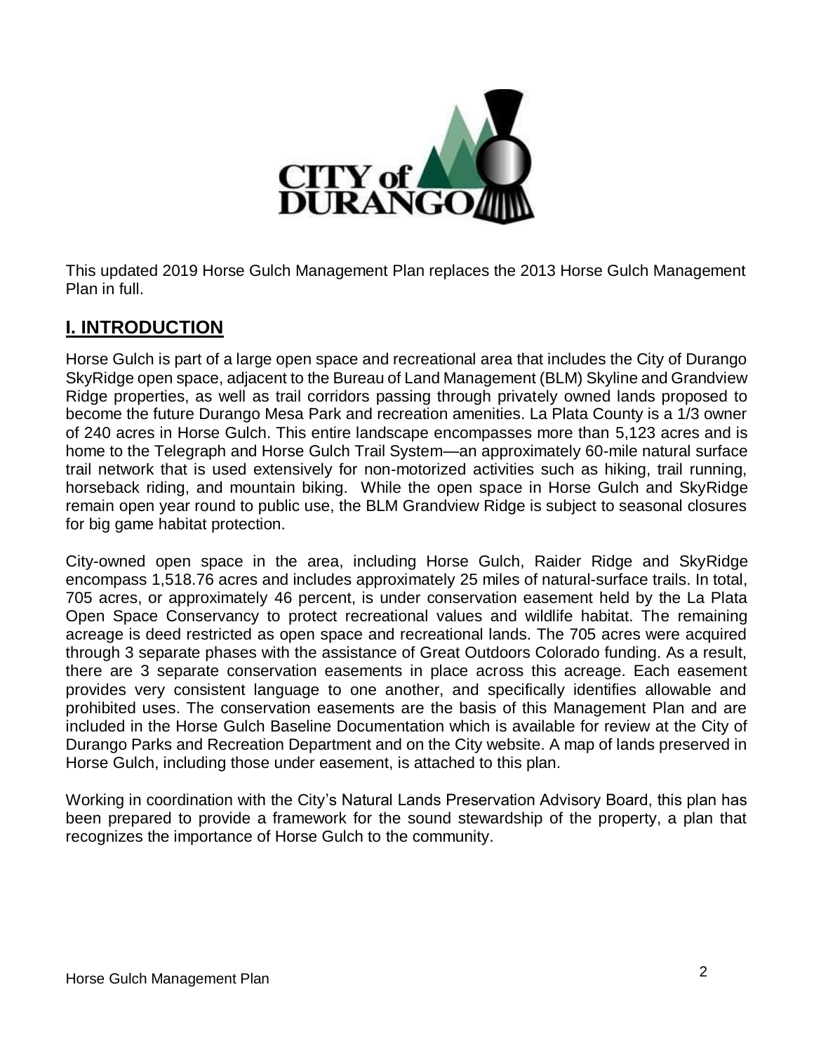This updated 2019 Horse Gulch Management Plan replaces the 2013 Horse Gulch Management Plan in full.

## I. INTRODUCTION

Horse Gulch is part of a large open space and recreational area that includes the City of Durango SkyRidge open space, adjacent to the Bureau of Land Management (BLM) Skyline and Grandview Ridge properties, as well as trail corridors passing through privately owned lands proposed to become the future Durango Mesa Park and recreation amenities. La Plata County is a 1/3 owner of 240 acres in Horse Gulch. This entire landscape encompasses more than 5,123 acres and is home to the Telegraph and Horse Gulch Trail System—an approximately 60-mile natural surface trail network that is used extensively for non-motorized activities such as hiking, trail running, horseback riding, and mountain biking. While the open space in Horse Gulch and SkyRidge remain open year round to public use, the BLM Grandview Ridge is subject to seasonal closures for big game habitat protection.

City-owned open space in the area, including Horse Gulch, Raider Ridge and SkyRidge encompass 1,518.76 acres and includes approximately 25 miles of natural-surface trails. In total, 705 acres, or approximately 46 percent, is under conservation easement held by the La Plata Open Space Conservancy to protect recreational values and wildlife habitat. The remaining acreage is deed restricted as open space and recreational lands. The 705 acres were acquired through 3 separate phases with the assistance of Great Outdoors Colorado funding. As a result, there are 3 separate conservation easements in place across this acreage. Each easement provides very consistent language to one another, and specifically identifies allowable and prohibited uses. The conservation easements are the basis of this Management Plan and are included in the Horse Gulch Baseline Documentation which is available for review at the City of Durango Parks and Recreation Department and on the City website. A map of lands preserved in Horse Gulch, including those under easement, is attached to this plan.

Working in coordination with the City's Natural Lands Preservation Advisory Board, this plan has been prepared to provide a framework for the sound stewardship of the property, a plan that recognizes the importance of Horse Gulch to the community.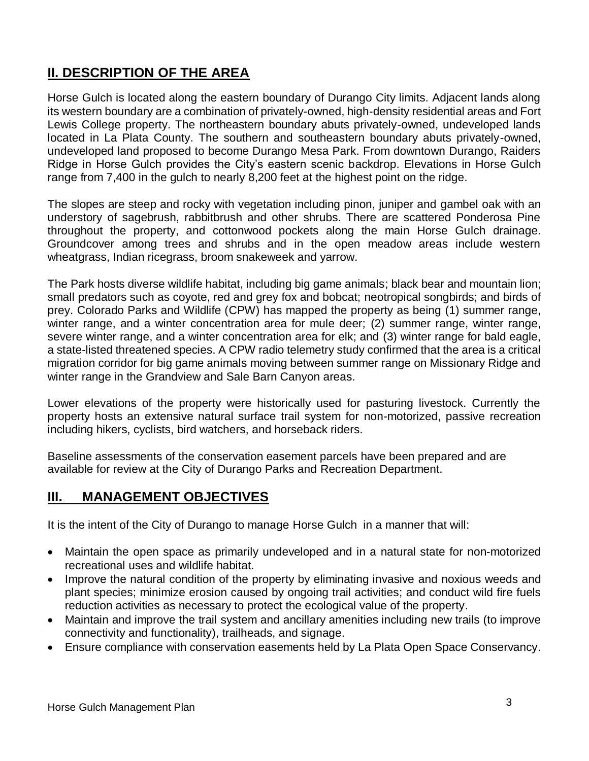## II. DESCRIPTION OF THE AREA

Horse Gulch is located along the eastern boundary of Durango City limits. Adjacent lands along its western boundary are a combination of privately-owned, high-density residential areas and Fort Lewis College property. The northeastern boundary abuts privately-owned, undeveloped lands located in La Plata County. The southern and southeastern boundary abuts privately-owned, undeveloped land proposed to become Durango Mesa Park. From downtown Durango, Raiders Ridge in Horse Gulch provides the City's eastern scenic backdrop. Elevations in Horse Gulch range from 7,400 in the gulch to nearly 8,200 feet at the highest point on the ridge.

The slopes are steep and rocky with vegetation including pinon, juniper and gambel oak with an understory of sagebrush, rabbitbrush and other shrubs. There are scattered Ponderosa Pine throughout the property, and cottonwood pockets along the main Horse Gulch drainage. Groundcover among trees and shrubs and in the open meadow areas include western wheatgrass, Indian ricegrass, broom snakeweek and yarrow.

The Park hosts diverse wildlife habitat, including big game animals; black bear and mountain lion; small predators such as coyote, red and grey fox and bobcat; neotropical songbirds; and birds of prey. Colorado Parks and Wildlife (CPW) has mapped the property as being (1) summer range, winter range, and a winter concentration area for mule deer; (2) summer range, winter range, severe winter range, and a winter concentration area for elk; and (3) winter range for bald eagle, a state-listed threatened species. A CPW radio telemetry study confirmed that the area is a critical migration corridor for big game animals moving between summer range on Missionary Ridge and winter range in the Grandview and Sale Barn Canyon areas.

Lower elevations of the property were historically used for pasturing livestock. Currently the property hosts an extensive natural surface trail system for non-motorized, passive recreation including hikers, cyclists, bird watchers, and horseback riders.

Baseline assessments of the conservation easement parcels have been prepared and are available for review at the City of Durango Parks and Recreation Department.

## III. MANAGEMENT OBJECTIVES

It is the intent of the City of Durango to manage Horse Gulch in a manner that will:

- Maintain the open space as primarily undeveloped and in a natural state for non-motorized recreational uses and wildlife habitat.
- Improve the natural condition of the property by eliminating invasive and noxious weeds and plant species; minimize erosion caused by ongoing trail activities; and conduct wild fire fuels reduction activities as necessary to protect the ecological value of the property.
- Maintain and improve the trail system and ancillary amenities including new trails (to improve connectivity and functionality), trailheads, and signage.
- Ensure compliance with conservation easements held by La Plata Open Space Conservancy.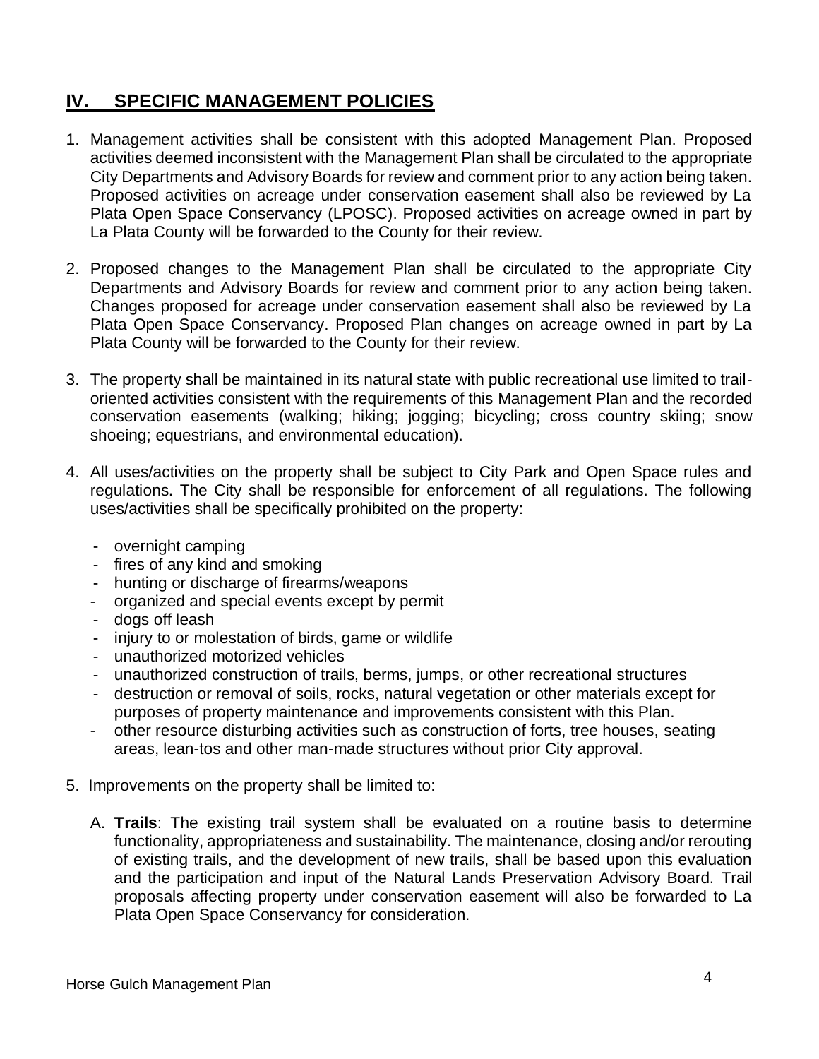## IV. SPECIFIC MANAGEMENT POLICIES

1. Management activities shall be consistent with this adopted Management Plan. Proposed activities deemed inconsistent with the Management Plan shall be circulated to the appropriate City Departments and Advisory Boards for review and comment prior to any action being taken. Proposed activities on acreage under conservation easement shall also be reviewed by La Plata Open Space Conservancy (LPOSC). Proposed activities on acreage owned in part by La Plata County will be forwarded to the County for their review.

2. Proposed changes to the Management Plan shall be circulated to the appropriate City Departments and Advisory Boards for review and comment prior to any action being taken. Changes proposed for acreage under conservation easement shall also be reviewed by La Plata Open Space Conservancy. Proposed Plan changes on acreage owned in part by La Plata County will be forwarded to the County for their review.

3. The property shall be maintained in its natural state with public recreational use limited to trail-oriented activities consistent with the requirements of this Management Plan and the recorded conservation easements (walking; hiking; jogging; bicycling; cross country skiing; snow shoeing; equestrians, and environmental education).

4. All uses/activities on the property shall be subject to City Park and Open Space rules and regulations. The City shall be responsible for enforcement of all regulations. The following uses/activities shall be specifically prohibited on the property:

   - overnight camping
   - fires of any kind and smoking
   - hunting or discharge of firearms/weapons
   - organized and special events except by permit
   - dogs off leash
   - injury to or molestation of birds, game or wildlife
   - unauthorized motorized vehicles
   - unauthorized construction of trails, berms, jumps, or other recreational structures
   - destruction or removal of soils, rocks, natural vegetation or other materials except for purposes of property maintenance and improvements consistent with this Plan.
   - other resource disturbing activities such as construction of forts, tree houses, seating areas, lean-tos and other man-made structures without prior City approval.

5. Improvements on the property shall be limited to:

   A. **Trails**: The existing trail system shall be evaluated on a routine basis to determine functionality, appropriateness and sustainability. The maintenance, closing and/or rerouting of existing trails, and the development of new trails, shall be based upon this evaluation and the participation and input of the Natural Lands Preservation Advisory Board. Trail proposals affecting property under conservation easement will also be forwarded to La Plata Open Space Conservancy for consideration.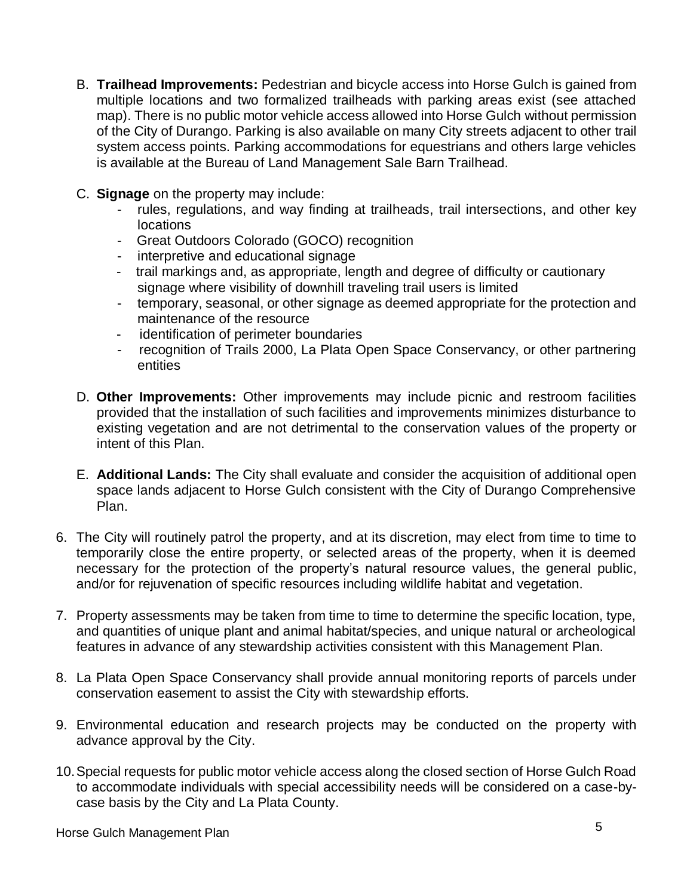B. **Trailhead Improvements:** Pedestrian and bicycle access into Horse Gulch is gained from multiple locations and two formalized trailheads with parking areas exist (see attached map). There is no public motor vehicle access allowed into Horse Gulch without permission of the City of Durango. Parking is also available on many City streets adjacent to other trail system access points. Parking accommodations for equestrians and others large vehicles is available at the Bureau of Land Management Sale Barn Trailhead.

C. **Signage** on the property may include:
   - rules, regulations, and way finding at trailheads, trail intersections, and other key locations
   - Great Outdoors Colorado (GOCO) recognition
   - interpretive and educational signage
   - trail markings and, as appropriate, length and degree of difficulty or cautionary signage where visibility of downhill traveling trail users is limited
   - temporary, seasonal, or other signage as deemed appropriate for the protection and maintenance of the resource
   - identification of perimeter boundaries
   - recognition of Trails 2000, La Plata Open Space Conservancy, or other partnering entities

D. **Other Improvements:** Other improvements may include picnic and restroom facilities provided that the installation of such facilities and improvements minimizes disturbance to existing vegetation and are not detrimental to the conservation values of the property or intent of this Plan.

E. **Additional Lands:** The City shall evaluate and consider the acquisition of additional open space lands adjacent to Horse Gulch consistent with the City of Durango Comprehensive Plan.

6. The City will routinely patrol the property, and at its discretion, may elect from time to time to temporarily close the entire property, or selected areas of the property, when it is deemed necessary for the protection of the property's natural resource values, the general public, and/or for rejuvenation of specific resources including wildlife habitat and vegetation.

7. Property assessments may be taken from time to time to determine the specific location, type, and quantities of unique plant and animal habitat/species, and unique natural or archeological features in advance of any stewardship activities consistent with this Management Plan.

8. La Plata Open Space Conservancy shall provide annual monitoring reports of parcels under conservation easement to assist the City with stewardship efforts.

9. Environmental education and research projects may be conducted on the property with advance approval by the City.

10. Special requests for public motor vehicle access along the closed section of Horse Gulch Road to accommodate individuals with special accessibility needs will be considered on a case-by-case basis by the City and La Plata County.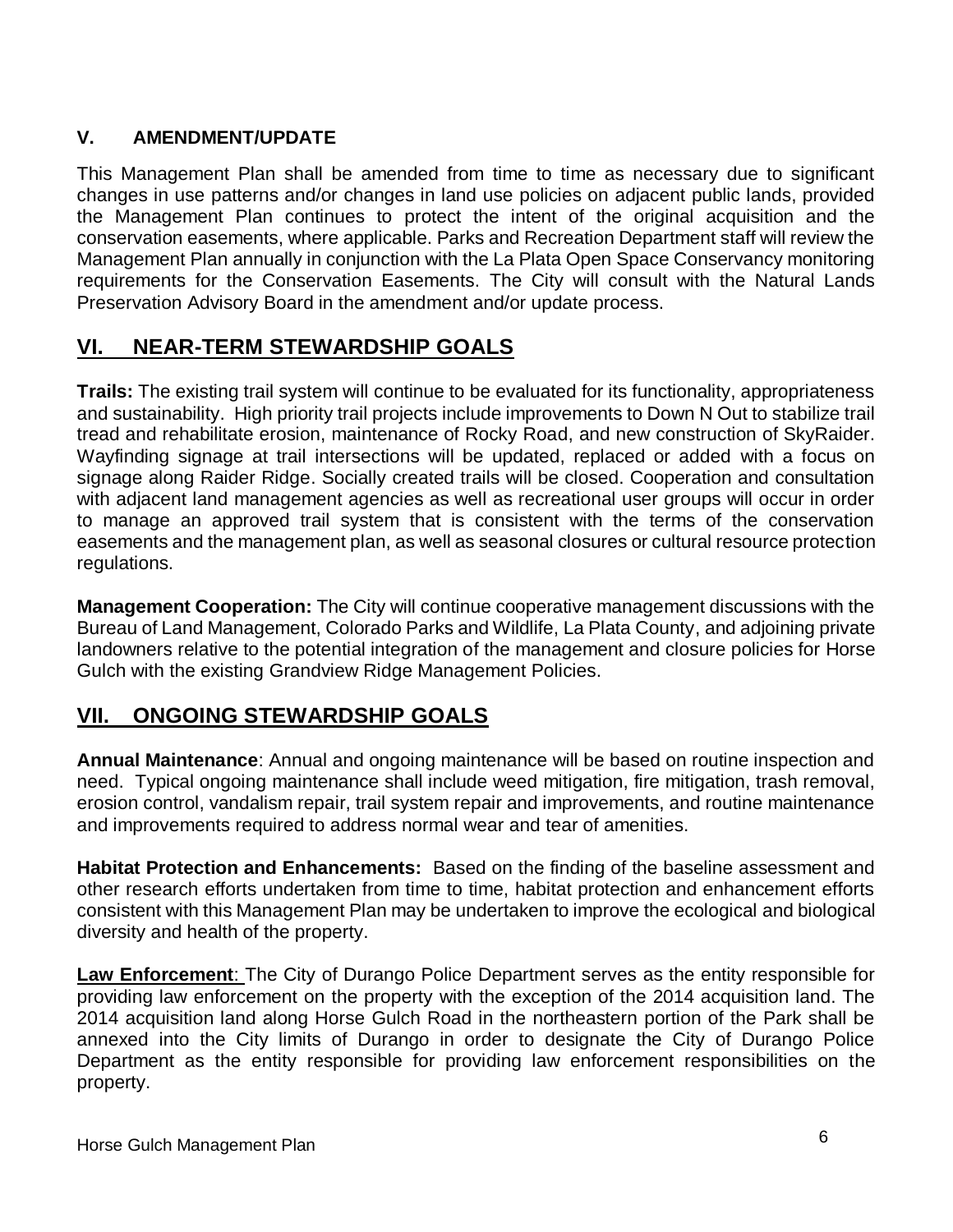## V. AMENDMENT/UPDATE

This Management Plan shall be amended from time to time as necessary due to significant changes in use patterns and/or changes in land use policies on adjacent public lands, provided the Management Plan continues to protect the intent of the original acquisition and the conservation easements, where applicable. Parks and Recreation Department staff will review the Management Plan annually in conjunction with the La Plata Open Space Conservancy monitoring requirements for the Conservation Easements. The City will consult with the Natural Lands Preservation Advisory Board in the amendment and/or update process.

## VI. NEAR-TERM STEWARDSHIP GOALS

**Trails:** The existing trail system will continue to be evaluated for its functionality, appropriateness and sustainability. High priority trail projects include improvements to Down N Out to stabilize trail tread and rehabilitate erosion, maintenance of Rocky Road, and new construction of SkyRaider. Wayfinding signage at trail intersections will be updated, replaced or added with a focus on signage along Raider Ridge. Socially created trails will be closed. Cooperation and consultation with adjacent land management agencies as well as recreational user groups will occur in order to manage an approved trail system that is consistent with the terms of the conservation easements and the management plan, as well as seasonal closures or cultural resource protection regulations.

**Management Cooperation:** The City will continue cooperative management discussions with the Bureau of Land Management, Colorado Parks and Wildlife, La Plata County, and adjoining private landowners relative to the potential integration of the management and closure policies for Horse Gulch with the existing Grandview Ridge Management Policies.

## VII. ONGOING STEWARDSHIP GOALS

**Annual Maintenance**: Annual and ongoing maintenance will be based on routine inspection and need. Typical ongoing maintenance shall include weed mitigation, fire mitigation, trash removal, erosion control, vandalism repair, trail system repair and improvements, and routine maintenance and improvements required to address normal wear and tear of amenities.

**Habitat Protection and Enhancements:** Based on the finding of the baseline assessment and other research efforts undertaken from time to time, habitat protection and enhancement efforts consistent with this Management Plan may be undertaken to improve the ecological and biological diversity and health of the property.

**Law Enforcement**: The City of Durango Police Department serves as the entity responsible for providing law enforcement on the property with the exception of the 2014 acquisition land. The 2014 acquisition land along Horse Gulch Road in the northeastern portion of the Park shall be annexed into the City limits of Durango in order to designate the City of Durango Police Department as the entity responsible for providing law enforcement responsibilities on the property.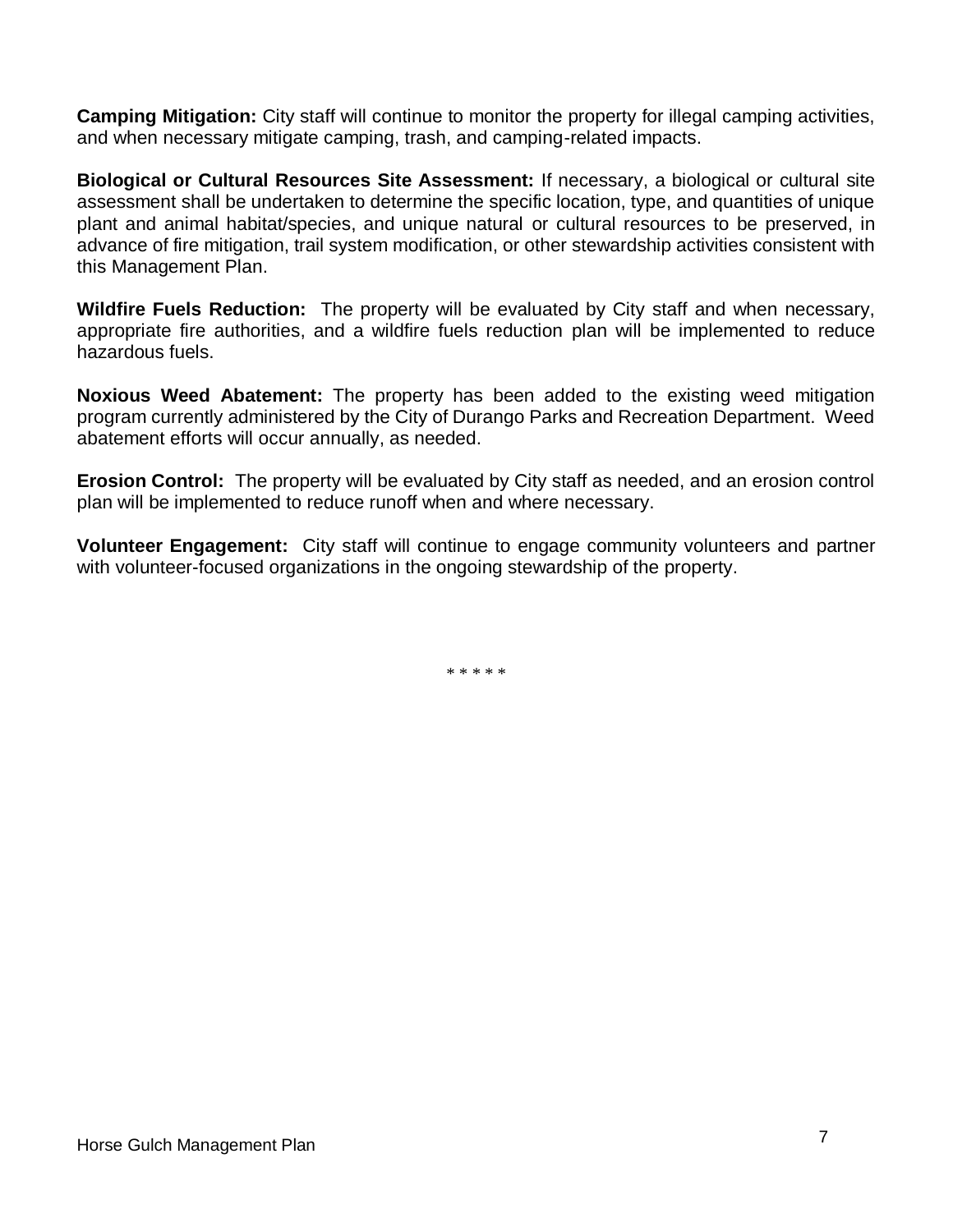**Camping Mitigation:** City staff will continue to monitor the property for illegal camping activities, and when necessary mitigate camping, trash, and camping-related impacts.

**Biological or Cultural Resources Site Assessment:** If necessary, a biological or cultural site assessment shall be undertaken to determine the specific location, type, and quantities of unique plant and animal habitat/species, and unique natural or cultural resources to be preserved, in advance of fire mitigation, trail system modification, or other stewardship activities consistent with this Management Plan.

**Wildfire Fuels Reduction:** The property will be evaluated by City staff and when necessary, appropriate fire authorities, and a wildfire fuels reduction plan will be implemented to reduce hazardous fuels.

**Noxious Weed Abatement:** The property has been added to the existing weed mitigation program currently administered by the City of Durango Parks and Recreation Department. Weed abatement efforts will occur annually, as needed.

**Erosion Control:** The property will be evaluated by City staff as needed, and an erosion control plan will be implemented to reduce runoff when and where necessary.

**Volunteer Engagement:** City staff will continue to engage community volunteers and partner with volunteer-focused organizations in the ongoing stewardship of the property.

\* \* \* \* \*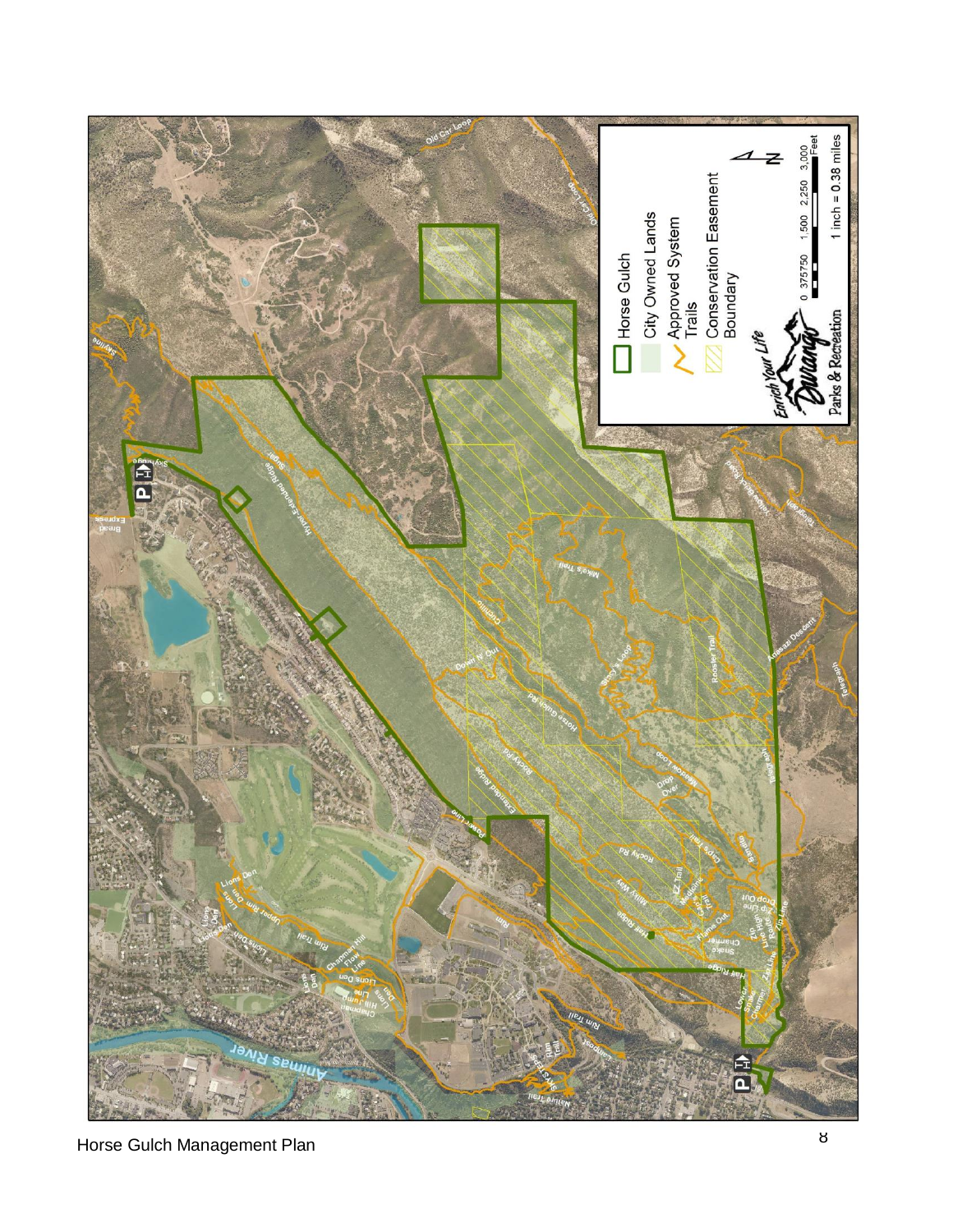Horse Gulch

City Owned Lands

Approved System Trails

Conservation Easement Boundary

Enrich Your Life

Durango

Parks & Recreation

0 375 750 1,500 2,250 3,000 Feet

1 inch = 0.38 miles